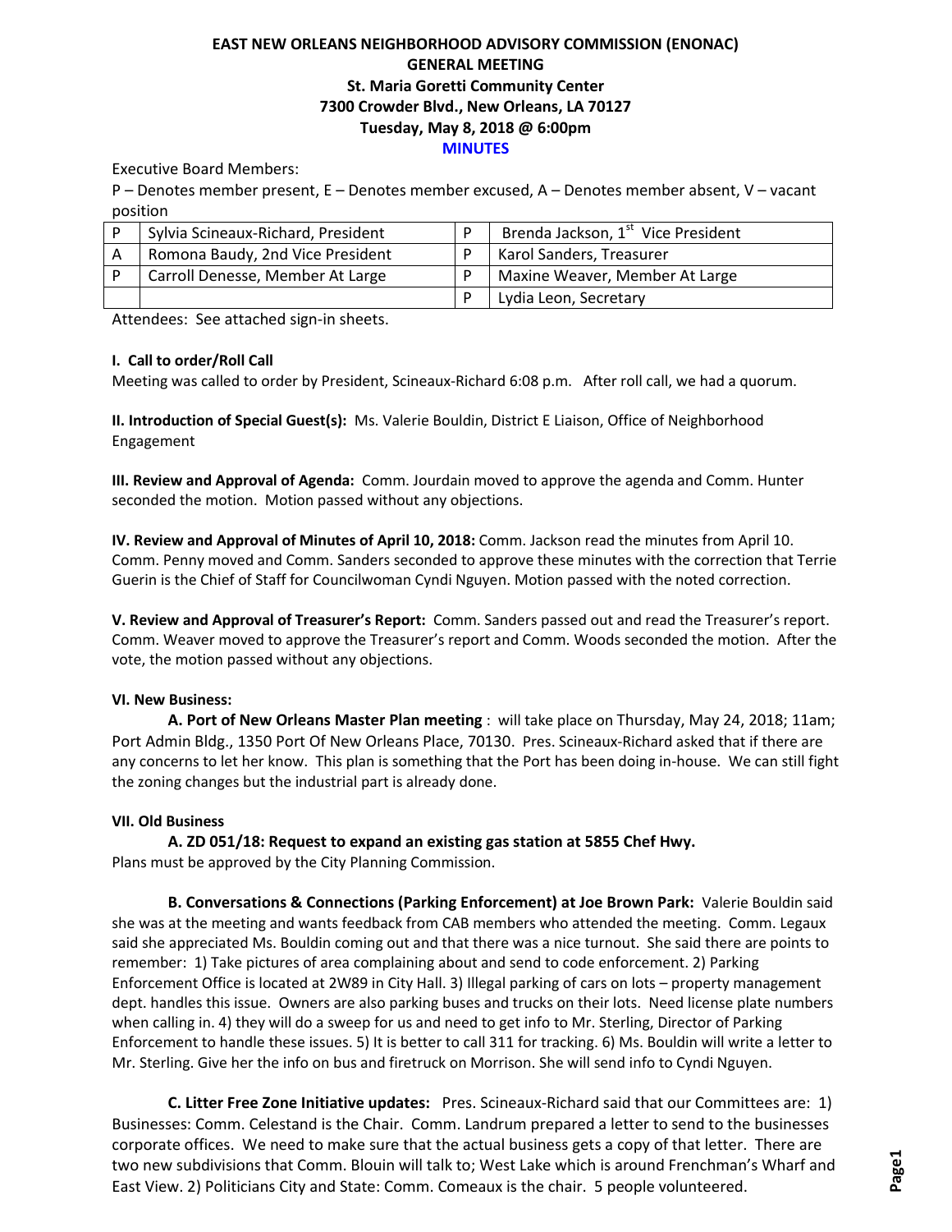# EAST NEW ORLEANS NEIGHBORHOOD ADVISORY COMMISSION (ENONAC)
## GENERAL MEETING
### St. Maria Goretti Community Center
### 7300 Crowder Blvd., New Orleans, LA 70127
### Tuesday, May 8, 2018 @ 6:00pm
### MINUTES

Executive Board Members:

P – Denotes member present, E – Denotes member excused, A – Denotes member absent, V – vacant position

| | | | |
|---|---|---|---|
| P | Sylvia Scineaux-Richard, President | P | Brenda Jackson, 1st Vice President |
| A | Romona Baudy, 2nd Vice President | P | Karol Sanders, Treasurer |
| P | Carroll Denesse, Member At Large | P | Maxine Weaver, Member At Large |
| | | P | Lydia Leon, Secretary |

Attendees: See attached sign-in sheets.

**I. Call to order/Roll Call**

Meeting was called to order by President, Scineaux-Richard 6:08 p.m. After roll call, we had a quorum.

**II. Introduction of Special Guest(s):** Ms. Valerie Bouldin, District E Liaison, Office of Neighborhood Engagement

**III. Review and Approval of Agenda:** Comm. Jourdain moved to approve the agenda and Comm. Hunter seconded the motion. Motion passed without any objections.

**IV. Review and Approval of Minutes of April 10, 2018:** Comm. Jackson read the minutes from April 10. Comm. Penny moved and Comm. Sanders seconded to approve these minutes with the correction that Terrie Guerin is the Chief of Staff for Councilwoman Cyndi Nguyen. Motion passed with the noted correction.

**V. Review and Approval of Treasurer's Report:** Comm. Sanders passed out and read the Treasurer's report. Comm. Weaver moved to approve the Treasurer's report and Comm. Woods seconded the motion. After the vote, the motion passed without any objections.

**VI. New Business:**

**A. Port of New Orleans Master Plan meeting** : will take place on Thursday, May 24, 2018; 11am; Port Admin Bldg., 1350 Port Of New Orleans Place, 70130. Pres. Scineaux-Richard asked that if there are any concerns to let her know. This plan is something that the Port has been doing in-house. We can still fight the zoning changes but the industrial part is already done.

**VII. Old Business**

**A. ZD 051/18: Request to expand an existing gas station at 5855 Chef Hwy.**

Plans must be approved by the City Planning Commission.

**B. Conversations & Connections (Parking Enforcement) at Joe Brown Park:** Valerie Bouldin said she was at the meeting and wants feedback from CAB members who attended the meeting. Comm. Legaux said she appreciated Ms. Bouldin coming out and that there was a nice turnout. She said there are points to remember: 1) Take pictures of area complaining about and send to code enforcement. 2) Parking Enforcement Office is located at 2W89 in City Hall. 3) Illegal parking of cars on lots – property management dept. handles this issue. Owners are also parking buses and trucks on their lots. Need license plate numbers when calling in. 4) they will do a sweep for us and need to get info to Mr. Sterling, Director of Parking Enforcement to handle these issues. 5) It is better to call 311 for tracking. 6) Ms. Bouldin will write a letter to Mr. Sterling. Give her the info on bus and firetruck on Morrison. She will send info to Cyndi Nguyen.

**C. Litter Free Zone Initiative updates:** Pres. Scineaux-Richard said that our Committees are: 1) Businesses: Comm. Celestand is the Chair. Comm. Landrum prepared a letter to send to the businesses corporate offices. We need to make sure that the actual business gets a copy of that letter. There are two new subdivisions that Comm. Blouin will talk to; West Lake which is around Frenchman's Wharf and East View. 2) Politicians City and State: Comm. Comeaux is the chair. 5 people volunteered.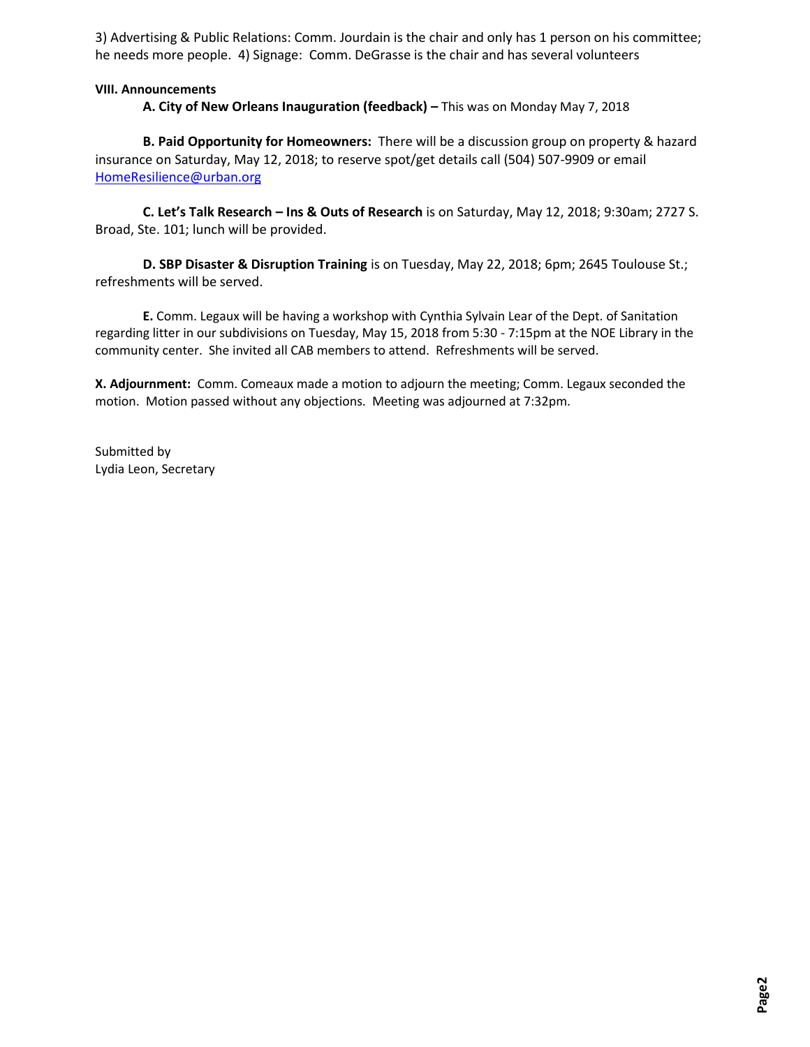3) Advertising & Public Relations: Comm. Jourdain is the chair and only has 1 person on his committee; he needs more people. 4) Signage: Comm. DeGrasse is the chair and has several volunteers

**VIII. Announcements**

**A. City of New Orleans Inauguration (feedback) –** This was on Monday May 7, 2018

**B. Paid Opportunity for Homeowners:** There will be a discussion group on property & hazard insurance on Saturday, May 12, 2018; to reserve spot/get details call (504) 507-9909 or email HomeResilience@urban.org

**C. Let's Talk Research – Ins & Outs of Research** is on Saturday, May 12, 2018; 9:30am; 2727 S. Broad, Ste. 101; lunch will be provided.

**D. SBP Disaster & Disruption Training** is on Tuesday, May 22, 2018; 6pm; 2645 Toulouse St.; refreshments will be served.

**E.** Comm. Legaux will be having a workshop with Cynthia Sylvain Lear of the Dept. of Sanitation regarding litter in our subdivisions on Tuesday, May 15, 2018 from 5:30 - 7:15pm at the NOE Library in the community center. She invited all CAB members to attend. Refreshments will be served.

**X. Adjournment:** Comm. Comeaux made a motion to adjourn the meeting; Comm. Legaux seconded the motion. Motion passed without any objections. Meeting was adjourned at 7:32pm.

Submitted by
Lydia Leon, Secretary